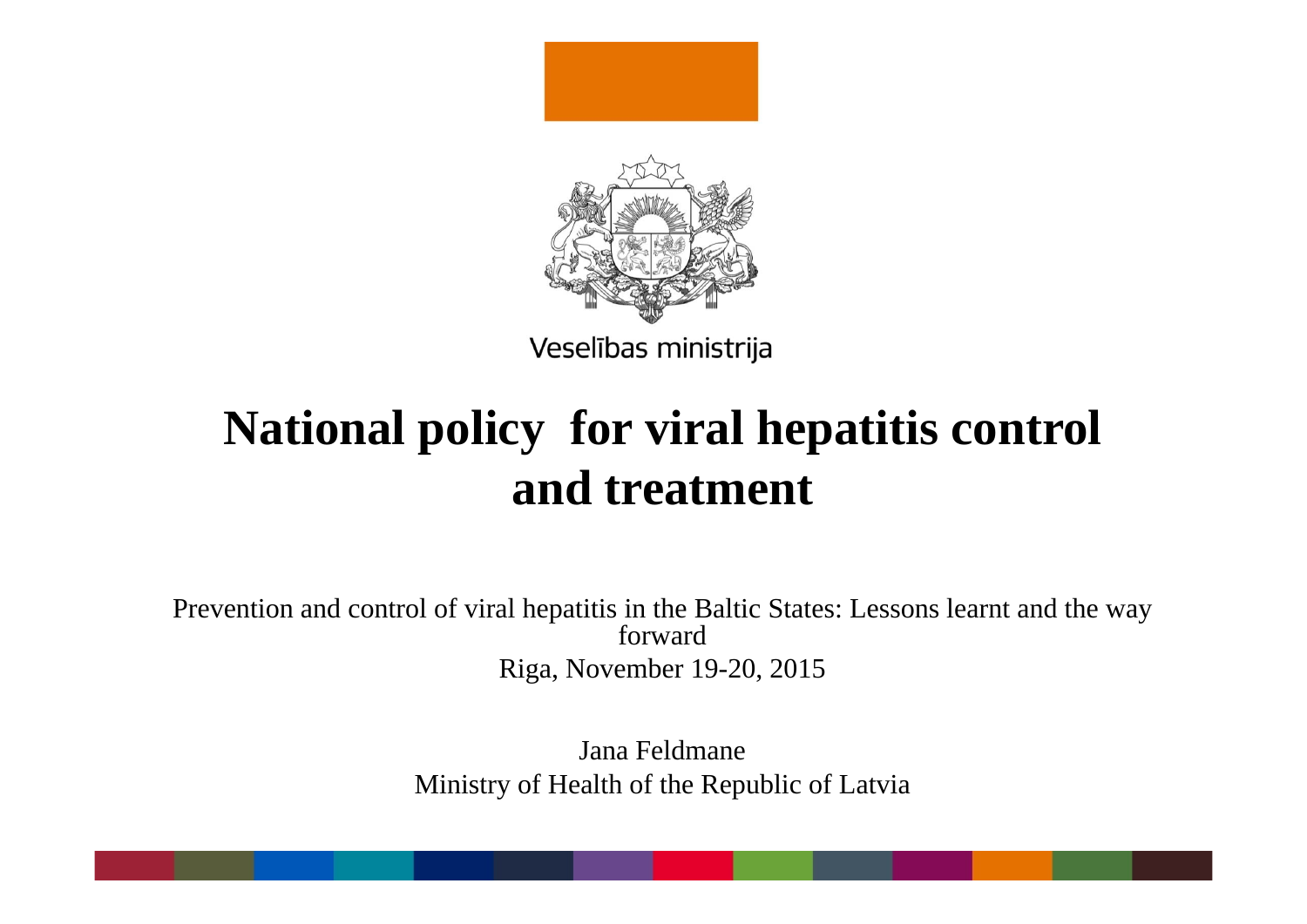Veselības ministrija

# National policy for viral hepatitis control and treatment

Prevention and control of viral hepatitis in the Baltic States: Lessons learnt and the way forward

Riga, November 19-20, 2015

Jana Feldmane

Ministry of Health of the Republic of Latvia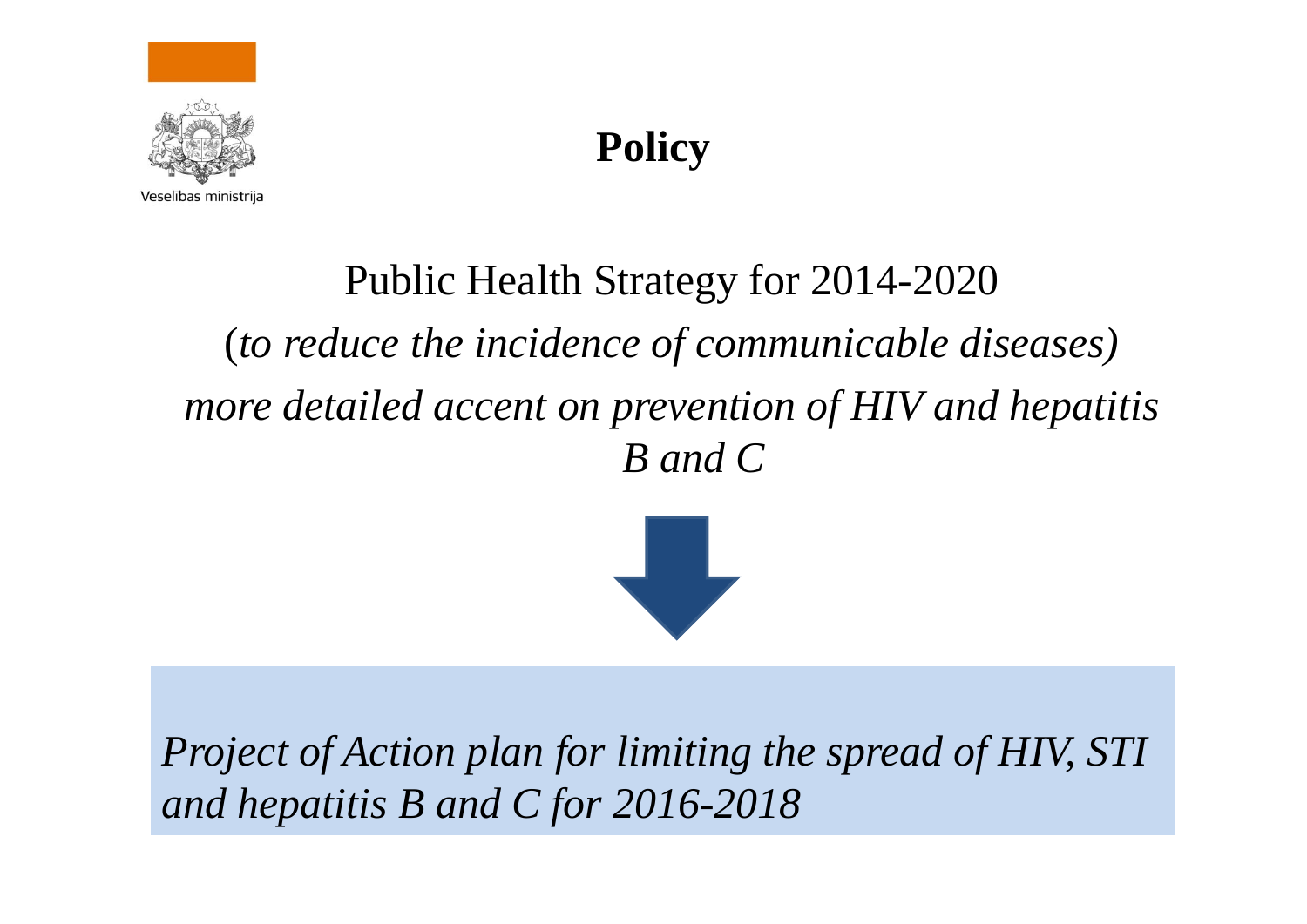Veselības ministrija

# Policy

Public Health Strategy for 2014-2020

(*to reduce the incidence of communicable diseases)*

*more detailed accent on prevention of HIV and hepatitis B and C*

*Project of Action plan for limiting the spread of HIV, STI and hepatitis B and C for 2016-2018*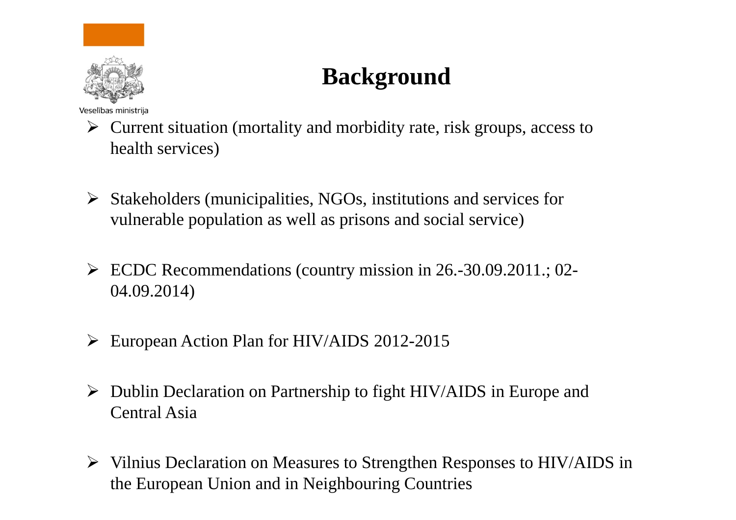# Background

- Current situation (mortality and morbidity rate, risk groups, access to health services)
- Stakeholders (municipalities, NGOs, institutions and services for vulnerable population as well as prisons and social service)
- ECDC Recommendations (country mission in 26.-30.09.2011.; 02-04.09.2014)
- European Action Plan for HIV/AIDS 2012-2015
- Dublin Declaration on Partnership to fight HIV/AIDS in Europe and Central Asia
- Vilnius Declaration on Measures to Strengthen Responses to HIV/AIDS in the European Union and in Neighbouring Countries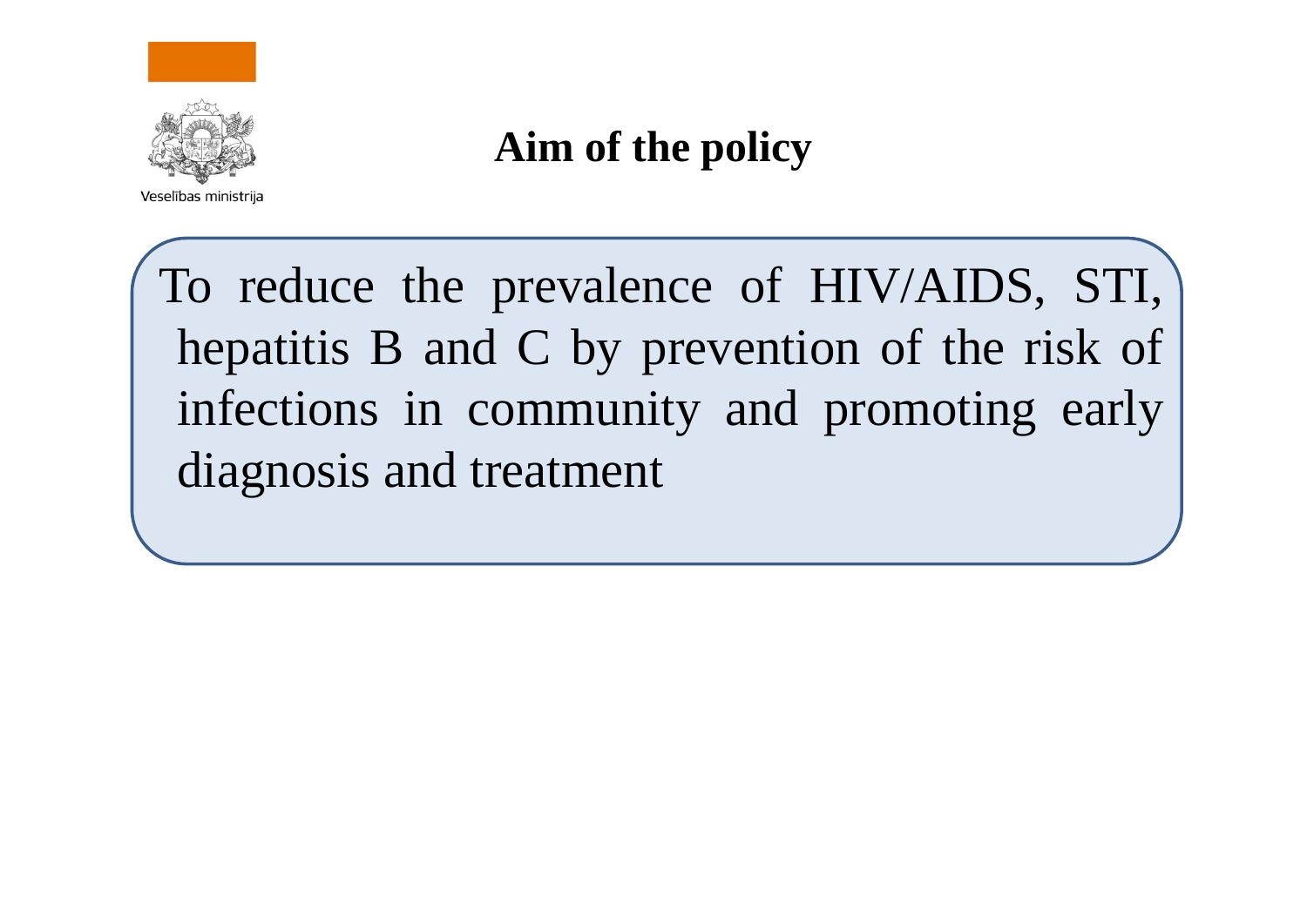# Aim of the policy

To reduce the prevalence of HIV/AIDS, STI, hepatitis B and C by prevention of the risk of infections in community and promoting early diagnosis and treatment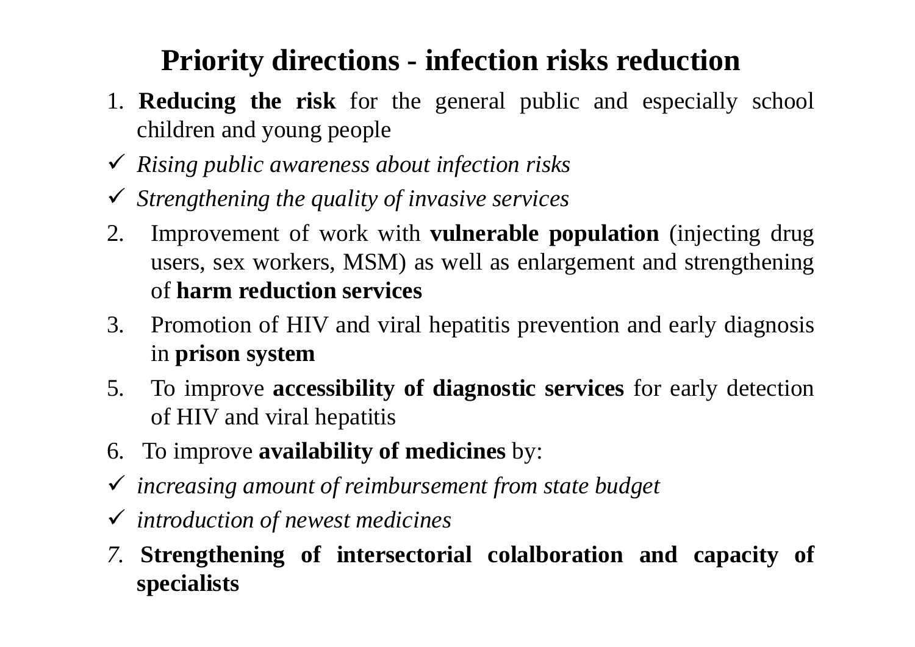# Priority directions - infection risks reduction

1. **Reducing the risk** for the general public and especially school children and young people

- ✓ *Rising public awareness about infection risks*
- ✓ *Strengthening the quality of invasive services*

2. Improvement of work with **vulnerable population** (injecting drug users, sex workers, MSM) as well as enlargement and strengthening of **harm reduction services**
3. Promotion of HIV and viral hepatitis prevention and early diagnosis in **prison system**

5. To improve **accessibility of diagnostic services** for early detection of HIV and viral hepatitis
6. To improve **availability of medicines** by:

- ✓ *increasing amount of reimbursement from state budget*
- ✓ *introduction of newest medicines*

*7.* **Strengthening of intersectorial colalboration and capacity of specialists**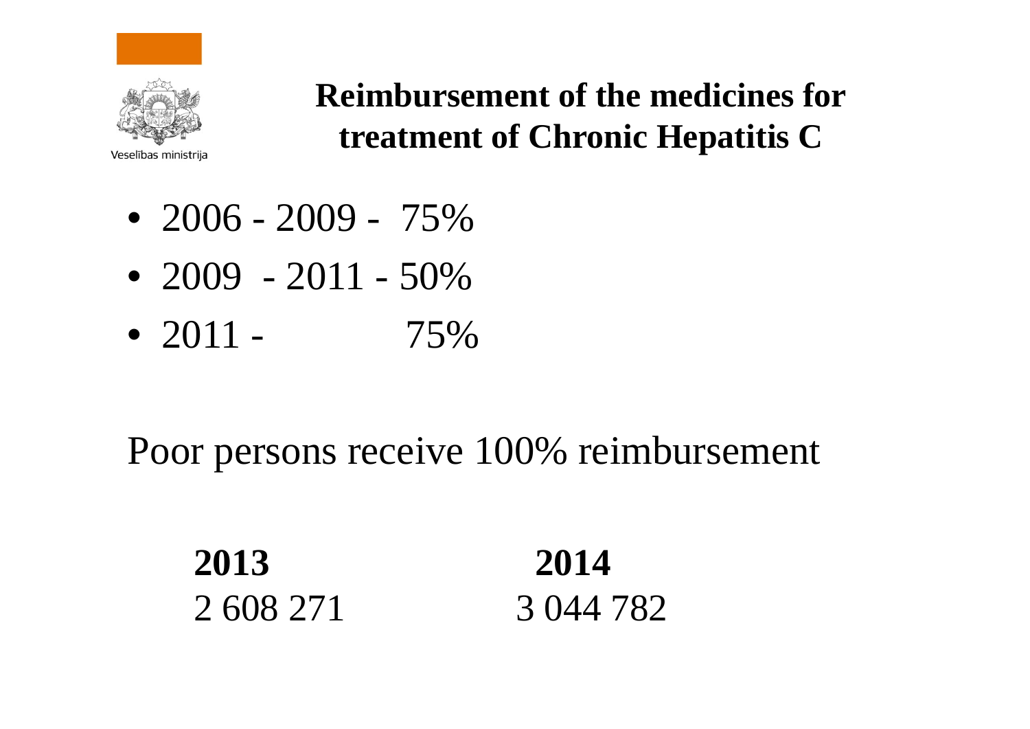Veselības ministrija

# Reimbursement of the medicines for treatment of Chronic Hepatitis C

- 2006 - 2009 - 75%
- 2009 - 2011 - 50%
- 2011 - 75%

Poor persons receive 100% reimbursement

| **2013** | **2014** |
|---|---|
| 2 608 271 | 3 044 782 |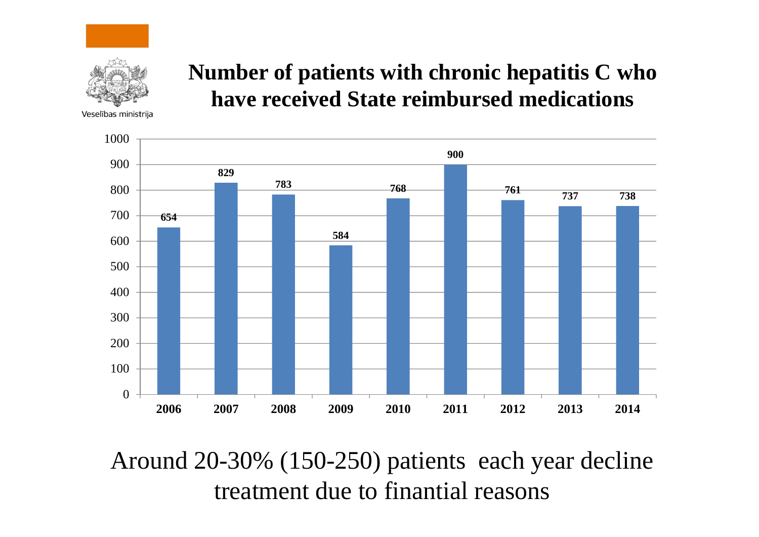Veselības ministrija

# Number of patients with chronic hepatitis C who have received State reimbursed medications

| Year | Patients |
|---|---|
| 2006 | 654 |
| 2007 | 829 |
| 2008 | 783 |
| 2009 | 584 |
| 2010 | 768 |
| 2011 | 900 |
| 2012 | 761 |
| 2013 | 737 |
| 2014 | 738 |

Around 20-30% (150-250) patients each year decline treatment due to finantial reasons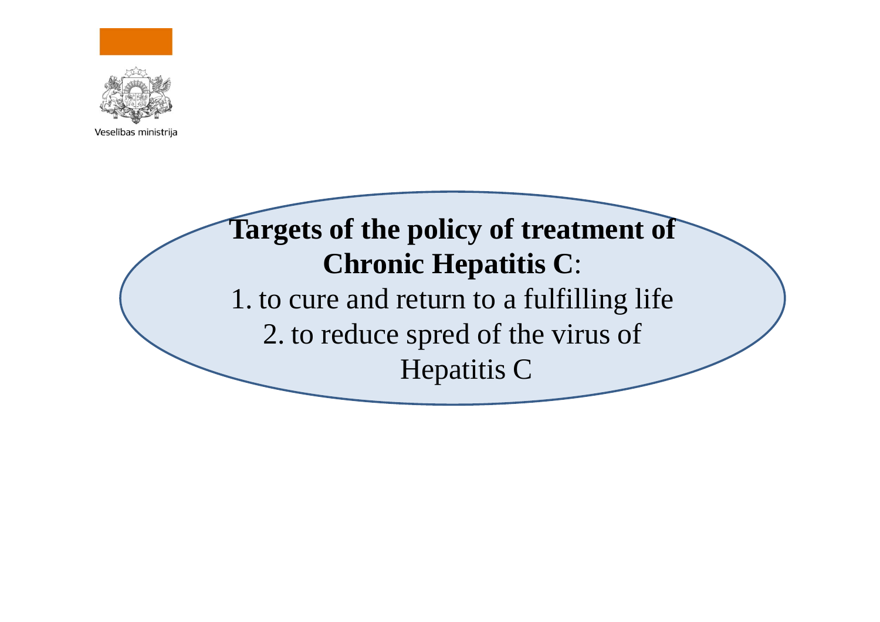Veselības ministrija

**Targets of the policy of treatment of Chronic Hepatitis C**:

1. to cure and return to a fulfilling life
2. to reduce spred of the virus of Hepatitis C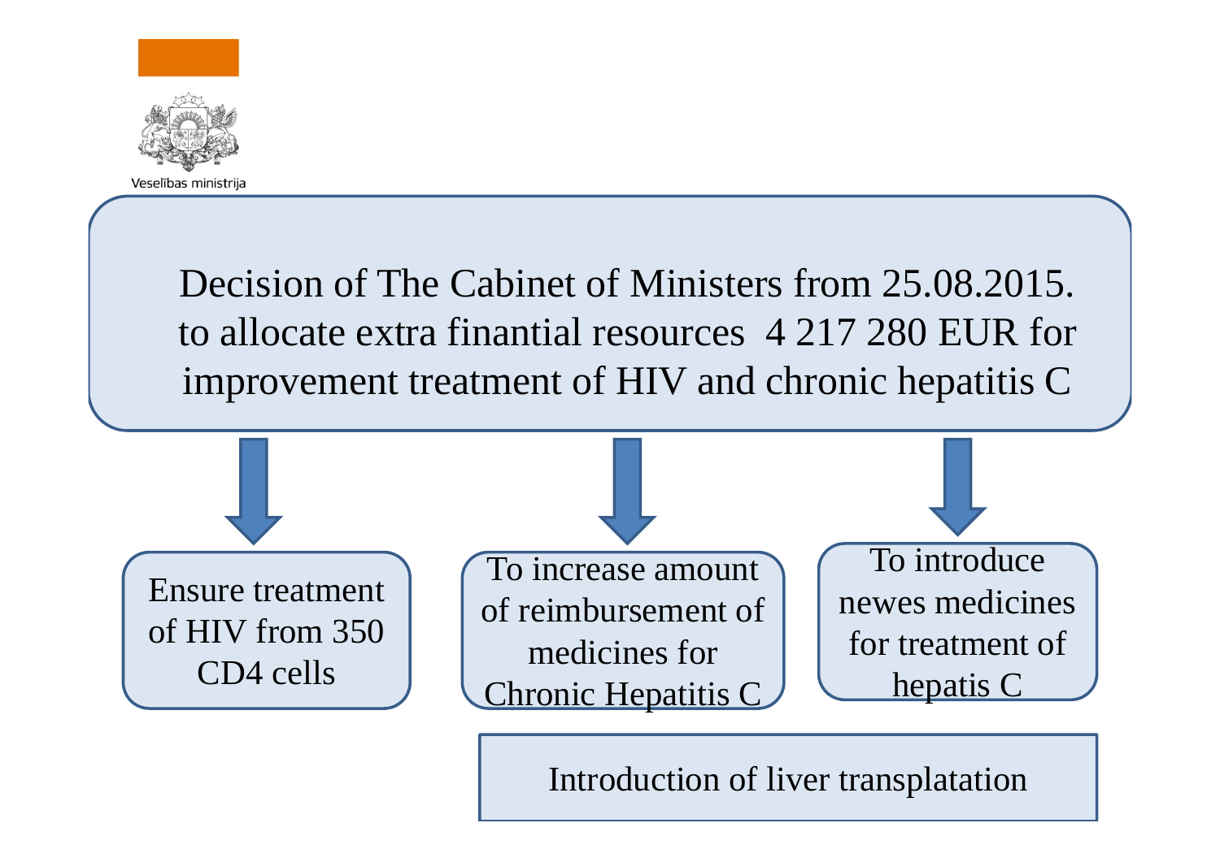Veselības ministrija

Decision of The Cabinet of Ministers from 25.08.2015. to allocate extra finantial resources 4 217 280 EUR for improvement treatment of HIV and chronic hepatitis C

- Ensure treatment of HIV from 350 CD4 cells
- To increase amount of reimbursement of medicines for Chronic Hepatitis C
- To introduce newes medicines for treatment of hepatis C

Introduction of liver transplatation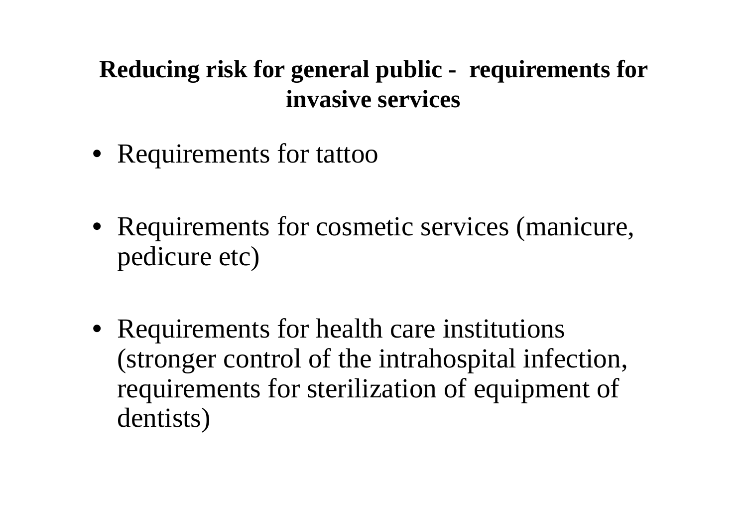## Reducing risk for general public - requirements for invasive services

- Requirements for tattoo
- Requirements for cosmetic services (manicure, pedicure etc)
- Requirements for health care institutions (stronger control of the intrahospital infection, requirements for sterilization of equipment of dentists)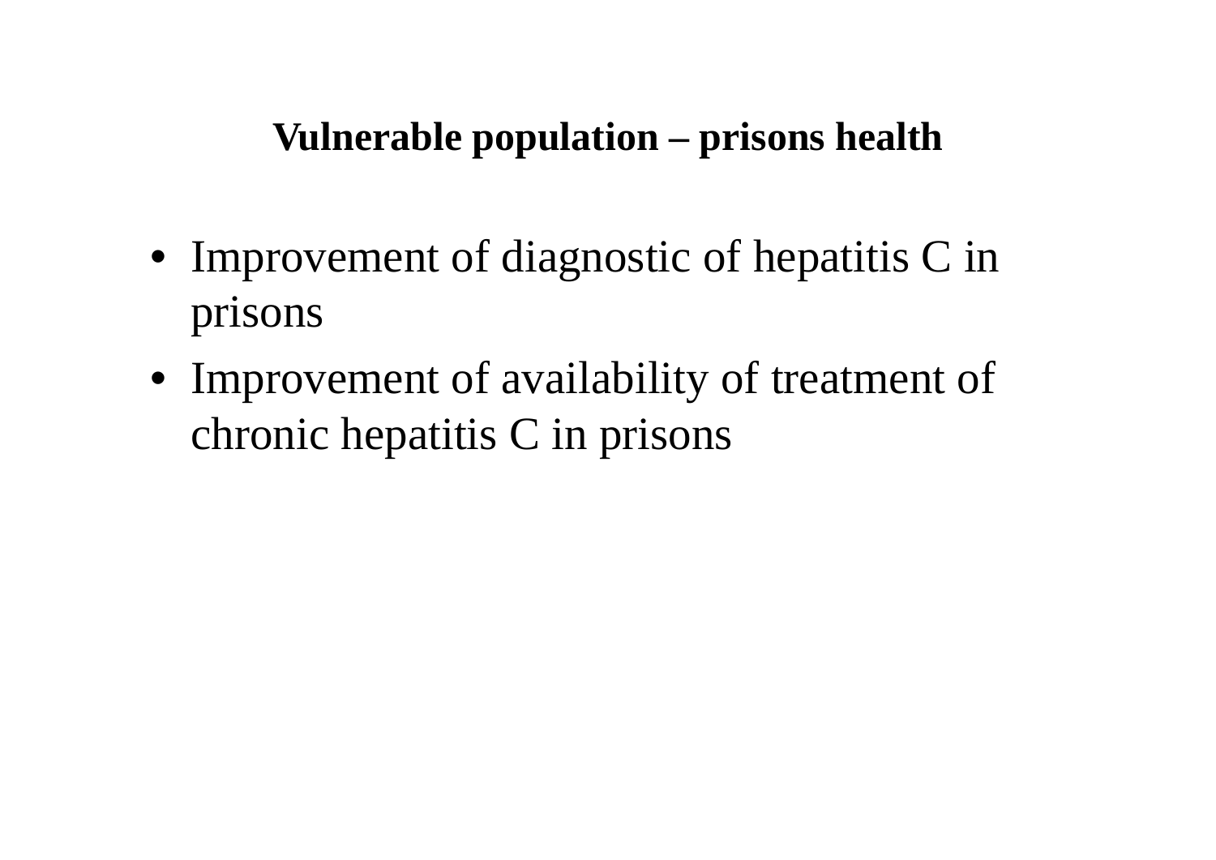## Vulnerable population – prisons health

- Improvement of diagnostic of hepatitis C in prisons
- Improvement of availability of treatment of chronic hepatitis C in prisons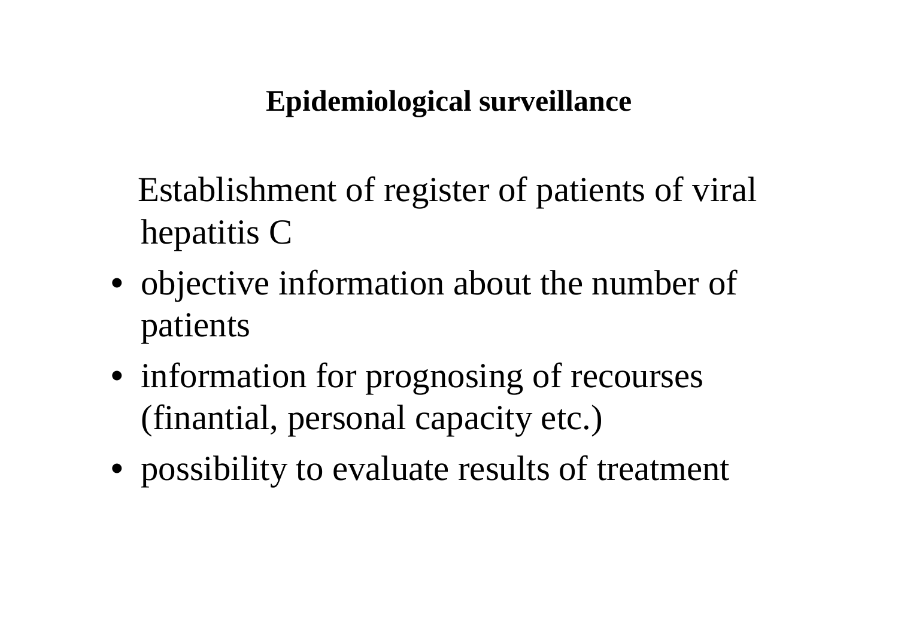## Epidemiological surveillance

Establishment of register of patients of viral hepatitis C

- objective information about the number of patients
- information for prognosing of recourses (finantial, personal capacity etc.)
- possibility to evaluate results of treatment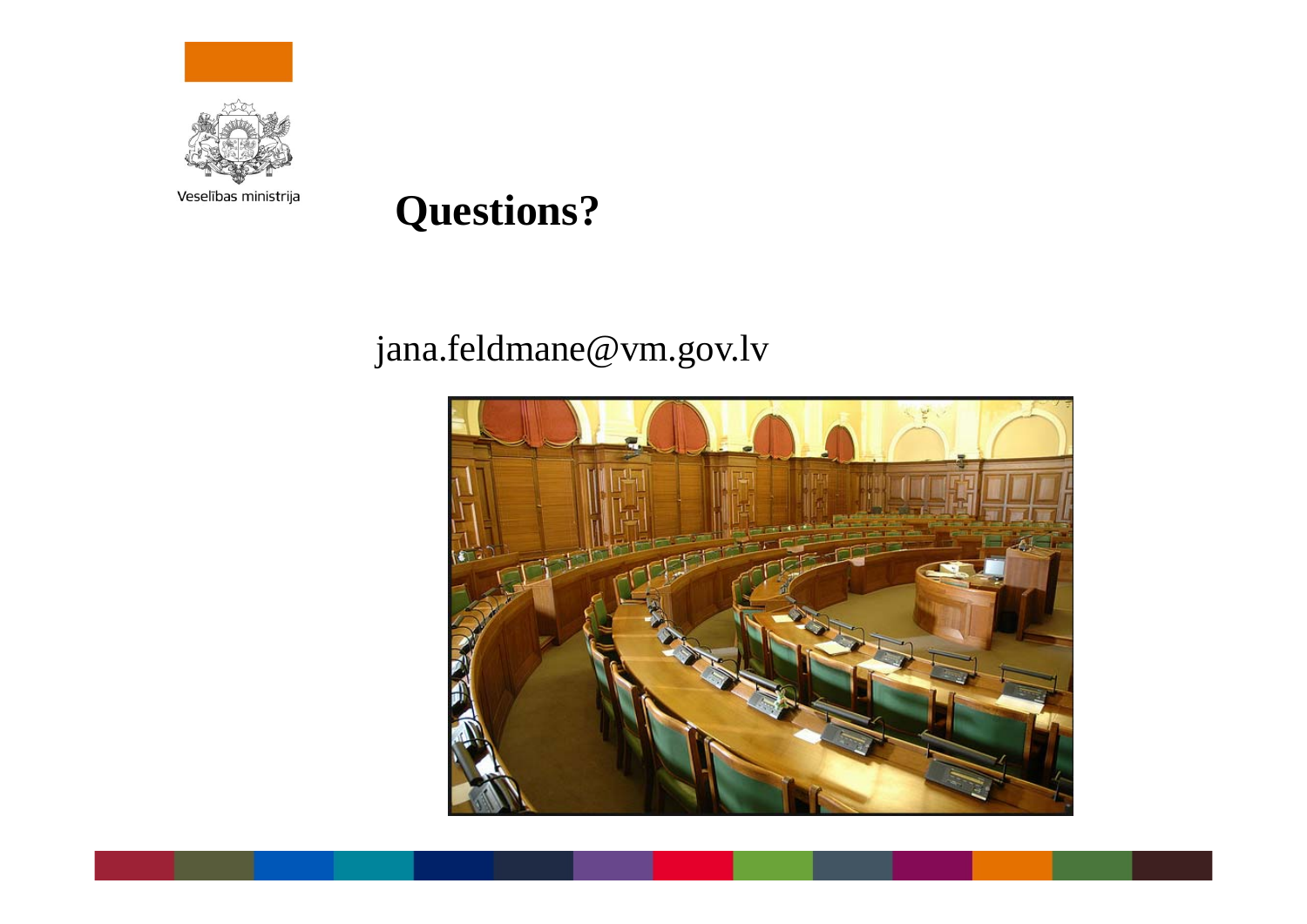Veselības ministrija

# Questions?

jana.feldmane@vm.gov.lv